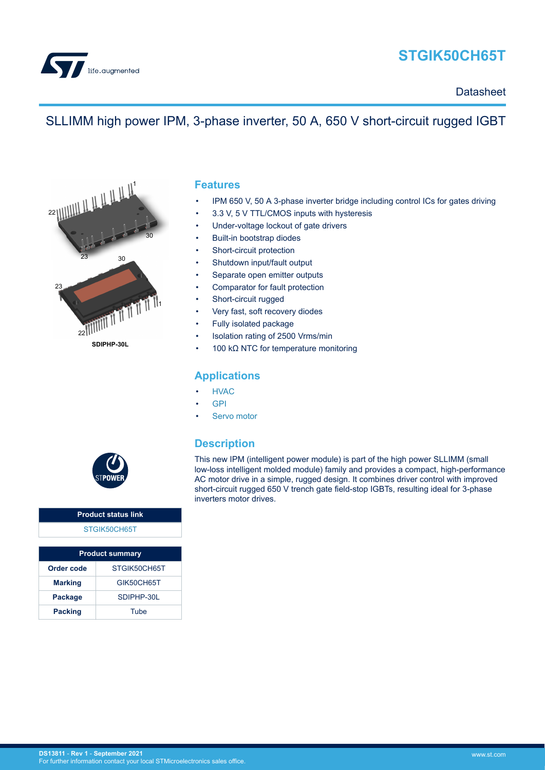# STGIK50CH65T

Datasheet

## SLLIMM high power IPM, 3-phase inverter, 50 A, 650 V short-circuit rugged IGBT

SDIPHP-30L

| Product status link |
| --- |
| STGIK50CH65T |

| Product summary | |
| --- | --- |
| **Order code** | STGIK50CH65T |
| **Marking** | GIK50CH65T |
| **Package** | SDIPHP-30L |
| **Packing** | Tube |

## Features

- IPM 650 V, 50 A 3-phase inverter bridge including control ICs for gates driving
- 3.3 V, 5 V TTL/CMOS inputs with hysteresis
- Under-voltage lockout of gate drivers
- Built-in bootstrap diodes
- Short-circuit protection
- Shutdown input/fault output
- Separate open emitter outputs
- Comparator for fault protection
- Short-circuit rugged
- Very fast, soft recovery diodes
- Fully isolated package
- Isolation rating of 2500 Vrms/min
- 100 kΩ NTC for temperature monitoring

## Applications

- HVAC
- GPI
- Servo motor

## Description

This new IPM (intelligent power module) is part of the high power SLLIMM (small low-loss intelligent molded module) family and provides a compact, high-performance AC motor drive in a simple, rugged design. It combines driver control with improved short-circuit rugged 650 V trench gate field-stop IGBTs, resulting ideal for 3-phase inverters motor drives.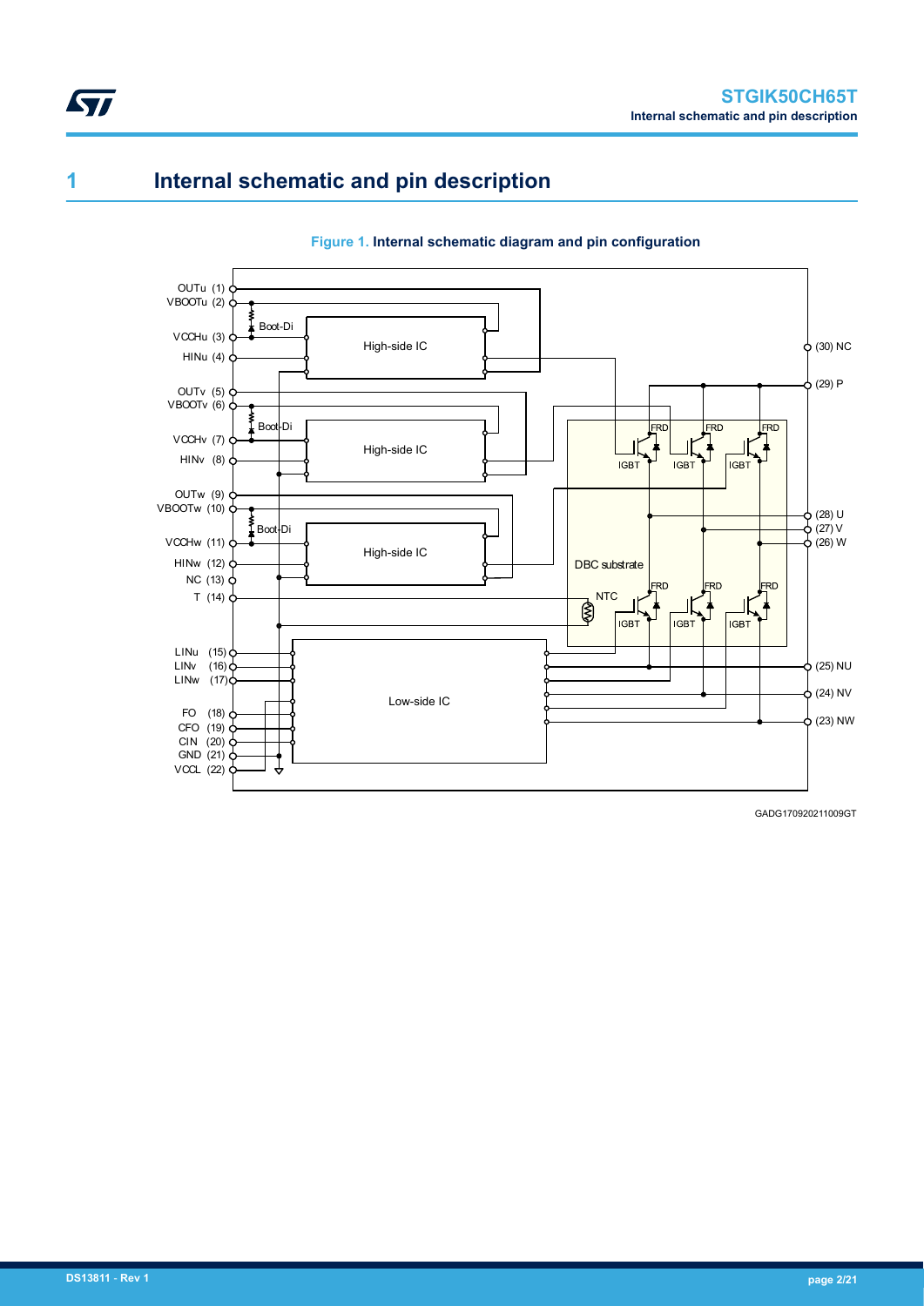# 1 Internal schematic and pin description

**Figure 1. Internal schematic diagram and pin configuration**

OUTu (1)
VBOOTu (2)
Boot-Di
VCCHu (3)
HINu (4)
High-side IC
OUTv (5)
VBOOTv (6)
Boot-Di
VCCHv (7)
HINv (8)
High-side IC
OUTw (9)
VBOOTw (10)
Boot-Di
VCCHw (11)
HINw (12)
NC (13)
T (14)
High-side IC
LINu (15)
LINv (16)
LINw (17)
FO (18)
CFO (19)
CIN (20)
GND (21)
VCCL (22)
Low-side IC
DBC substrate
NTC
FRD
IGBT
(30) NC
(29) P
(28) U
(27) V
(26) W
(25) NU
(24) NV
(23) NW

GADG170920211009GT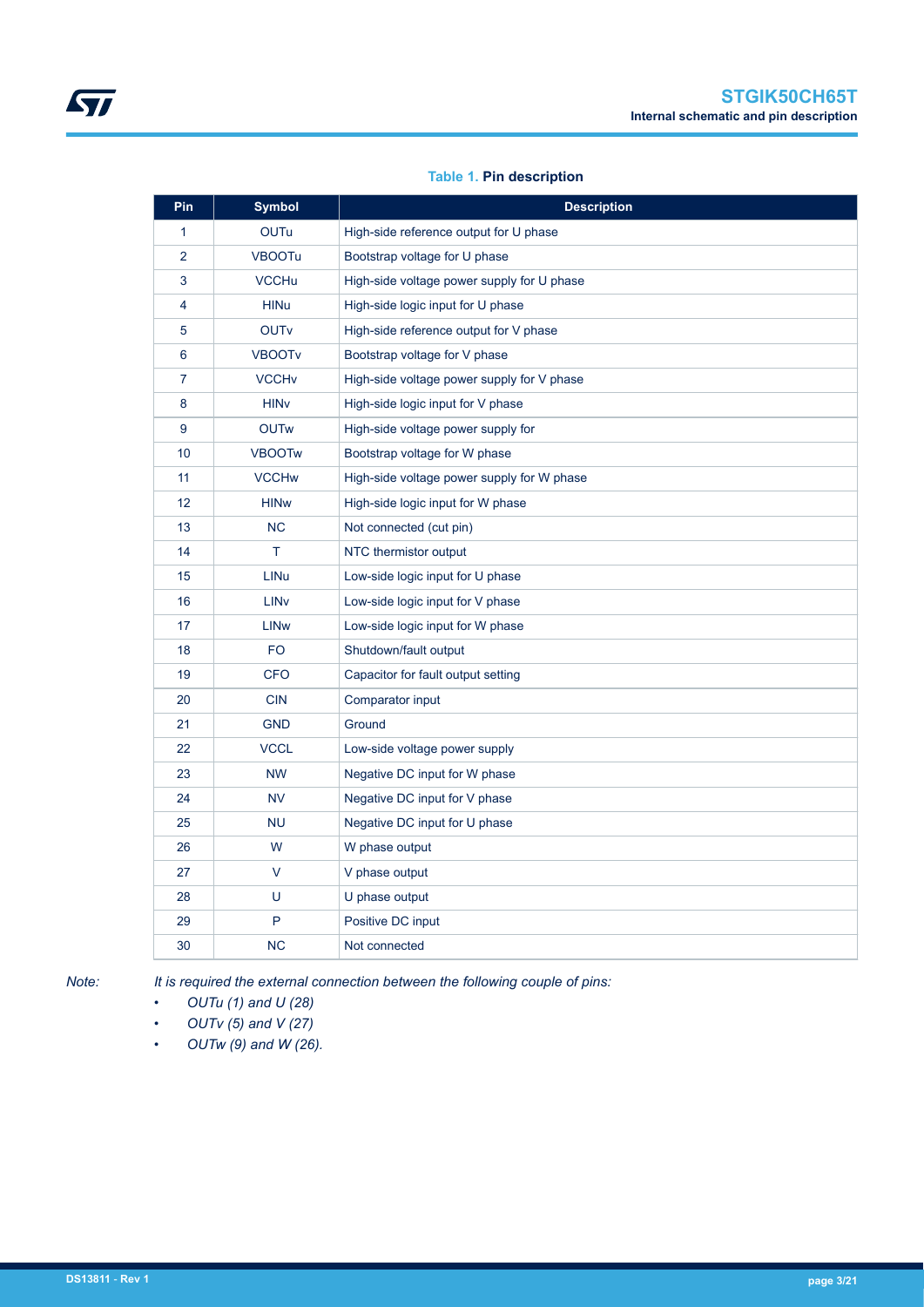**Table 1. Pin description**

| Pin | Symbol | Description |
| --- | --- | --- |
| 1 | OUTu | High-side reference output for U phase |
| 2 | VBOOTu | Bootstrap voltage for U phase |
| 3 | VCCHu | High-side voltage power supply for U phase |
| 4 | HINu | High-side logic input for U phase |
| 5 | OUTv | High-side reference output for V phase |
| 6 | VBOOTv | Bootstrap voltage for V phase |
| 7 | VCCHv | High-side voltage power supply for V phase |
| 8 | HINv | High-side logic input for V phase |
| 9 | OUTw | High-side voltage power supply for |
| 10 | VBOOTw | Bootstrap voltage for W phase |
| 11 | VCCHw | High-side voltage power supply for W phase |
| 12 | HINw | High-side logic input for W phase |
| 13 | NC | Not connected (cut pin) |
| 14 | T | NTC thermistor output |
| 15 | LINu | Low-side logic input for U phase |
| 16 | LINv | Low-side logic input for V phase |
| 17 | LINw | Low-side logic input for W phase |
| 18 | FO | Shutdown/fault output |
| 19 | CFO | Capacitor for fault output setting |
| 20 | CIN | Comparator input |
| 21 | GND | Ground |
| 22 | VCCL | Low-side voltage power supply |
| 23 | NW | Negative DC input for W phase |
| 24 | NV | Negative DC input for V phase |
| 25 | NU | Negative DC input for U phase |
| 26 | W | W phase output |
| 27 | V | V phase output |
| 28 | U | U phase output |
| 29 | P | Positive DC input |
| 30 | NC | Not connected |

Note: *It is required the external connection between the following couple of pins:*

- *OUTu (1) and U (28)*
- *OUTv (5) and V (27)*
- *OUTw (9) and W (26).*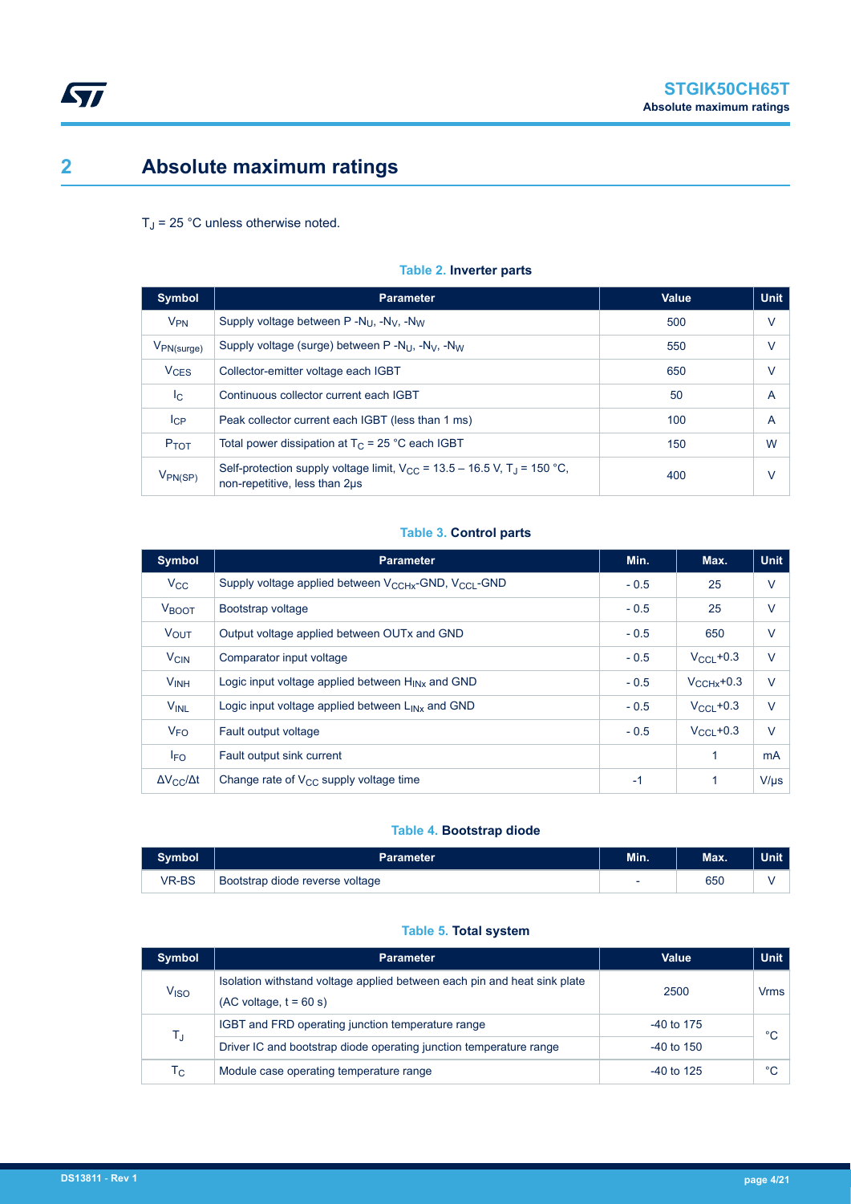## 2 Absolute maximum ratings

$T_J$ = 25 °C unless otherwise noted.

**Table 2. Inverter parts**

| Symbol | Parameter | Value | Unit |
|---|---|---|---|
| $V_{PN}$ | Supply voltage between P -$N_U$, -$N_V$, -$N_W$ | 500 | V |
| $V_{PN(surge)}$ | Supply voltage (surge) between P -$N_U$, -$N_V$, -$N_W$ | 550 | V |
| $V_{CES}$ | Collector-emitter voltage each IGBT | 650 | V |
| $I_C$ | Continuous collector current each IGBT | 50 | A |
| $I_{CP}$ | Peak collector current each IGBT (less than 1 ms) | 100 | A |
| $P_{TOT}$ | Total power dissipation at $T_C$ = 25 °C each IGBT | 150 | W |
| $V_{PN(SP)}$ | Self-protection supply voltage limit, $V_{CC}$ = 13.5 – 16.5 V, $T_J$ = 150 °C, non-repetitive, less than 2µs | 400 | V |

**Table 3. Control parts**

| Symbol | Parameter | Min. | Max. | Unit |
|---|---|---|---|---|
| $V_{CC}$ | Supply voltage applied between $V_{CCHx}$-GND, $V_{CCL}$-GND | - 0.5 | 25 | V |
| $V_{BOOT}$ | Bootstrap voltage | - 0.5 | 25 | V |
| $V_{OUT}$ | Output voltage applied between OUTx and GND | - 0.5 | 650 | V |
| $V_{CIN}$ | Comparator input voltage | - 0.5 | $V_{CCL}$+0.3 | V |
| $V_{INH}$ | Logic input voltage applied between $H_{INx}$ and GND | - 0.5 | $V_{CCHx}$+0.3 | V |
| $V_{INL}$ | Logic input voltage applied between $L_{INx}$ and GND | - 0.5 | $V_{CCL}$+0.3 | V |
| $V_{FO}$ | Fault output voltage | - 0.5 | $V_{CCL}$+0.3 | V |
| $I_{FO}$ | Fault output sink current | | 1 | mA |
| $\Delta V_{CC}/\Delta t$ | Change rate of $V_{CC}$ supply voltage time | -1 | 1 | V/µs |

**Table 4. Bootstrap diode**

| Symbol | Parameter | Min. | Max. | Unit |
|---|---|---|---|---|
| VR-BS | Bootstrap diode reverse voltage | - | 650 | V |

**Table 5. Total system**

| Symbol | Parameter | Value | Unit |
|---|---|---|---|
| $V_{ISO}$ | Isolation withstand voltage applied between each pin and heat sink plate (AC voltage, t = 60 s) | 2500 | Vrms |
| $T_J$ | IGBT and FRD operating junction temperature range | -40 to 175 | °C |
| | Driver IC and bootstrap diode operating junction temperature range | -40 to 150 | |
| $T_C$ | Module case operating temperature range | -40 to 125 | °C |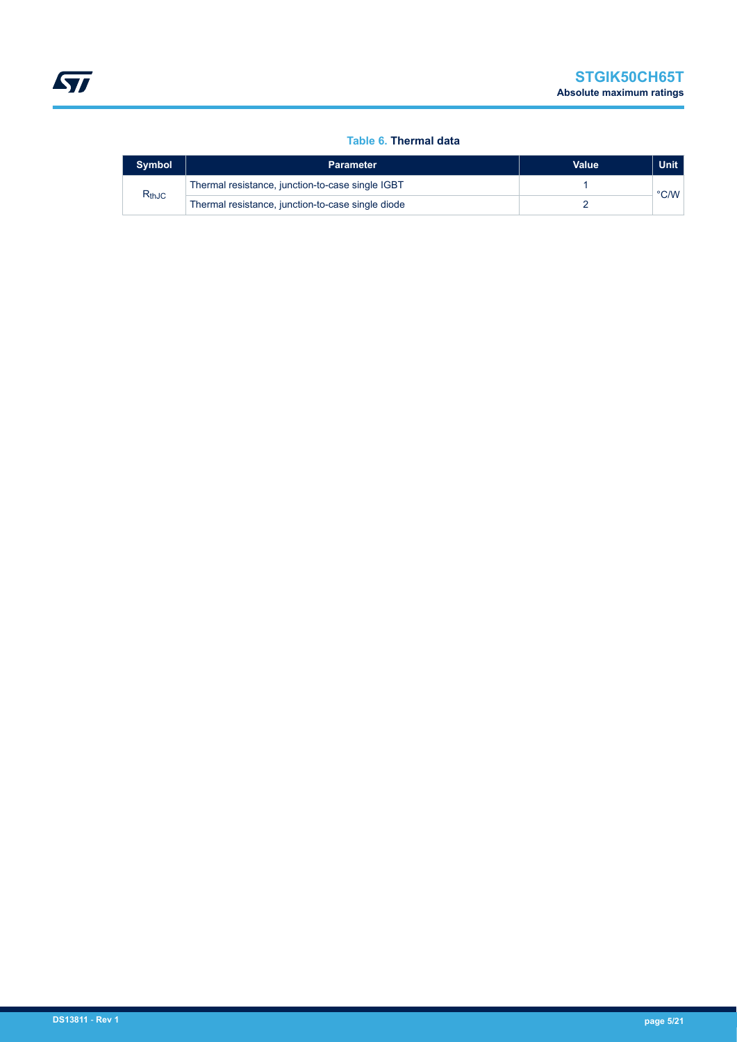**Table 6. Thermal data**

| Symbol | Parameter | Value | Unit |
|---|---|---|---|
| $R_{thJC}$ | Thermal resistance, junction-to-case single IGBT | 1 | °C/W |
| | Thermal resistance, junction-to-case single diode | 2 | |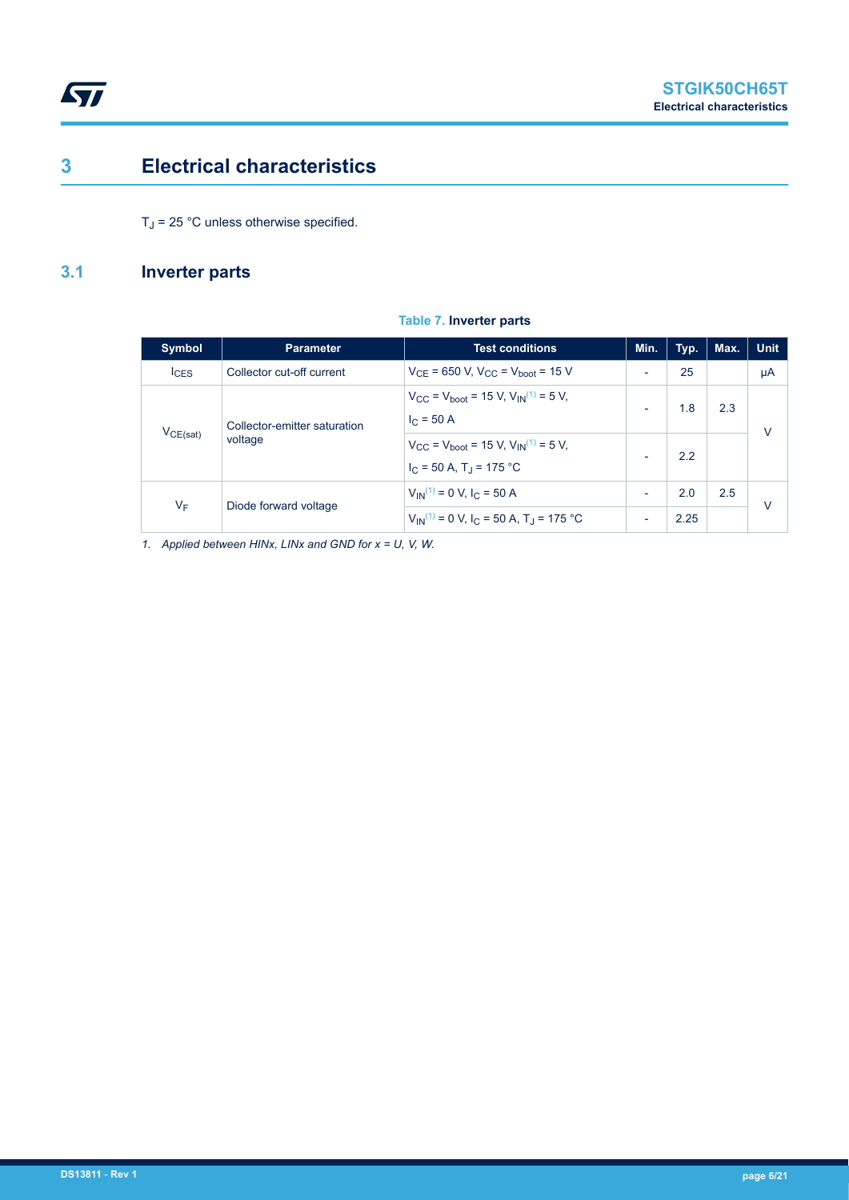# 3 Electrical characteristics

$T_J$ = 25 °C unless otherwise specified.

## 3.1 Inverter parts

**Table 7. Inverter parts**

| Symbol | Parameter | Test conditions | Min. | Typ. | Max. | Unit |
|---|---|---|---|---|---|---|
| $I_{CES}$ | Collector cut-off current | $V_{CE}$ = 650 V, $V_{CC}$ = $V_{boot}$ = 15 V | - | 25 | | µA |
| $V_{CE(sat)}$ | Collector-emitter saturation voltage | $V_{CC}$ = $V_{boot}$ = 15 V, $V_{IN}$(1) = 5 V, $I_C$ = 50 A | - | 1.8 | 2.3 | V |
| | | $V_{CC}$ = $V_{boot}$ = 15 V, $V_{IN}$(1) = 5 V, $I_C$ = 50 A, $T_J$ = 175 °C | - | 2.2 | | |
| $V_F$ | Diode forward voltage | $V_{IN}$(1) = 0 V, $I_C$ = 50 A | - | 2.0 | 2.5 | V |
| | | $V_{IN}$(1) = 0 V, $I_C$ = 50 A, $T_J$ = 175 °C | - | 2.25 | | |

*1. Applied between HINx, LINx and GND for x = U, V, W.*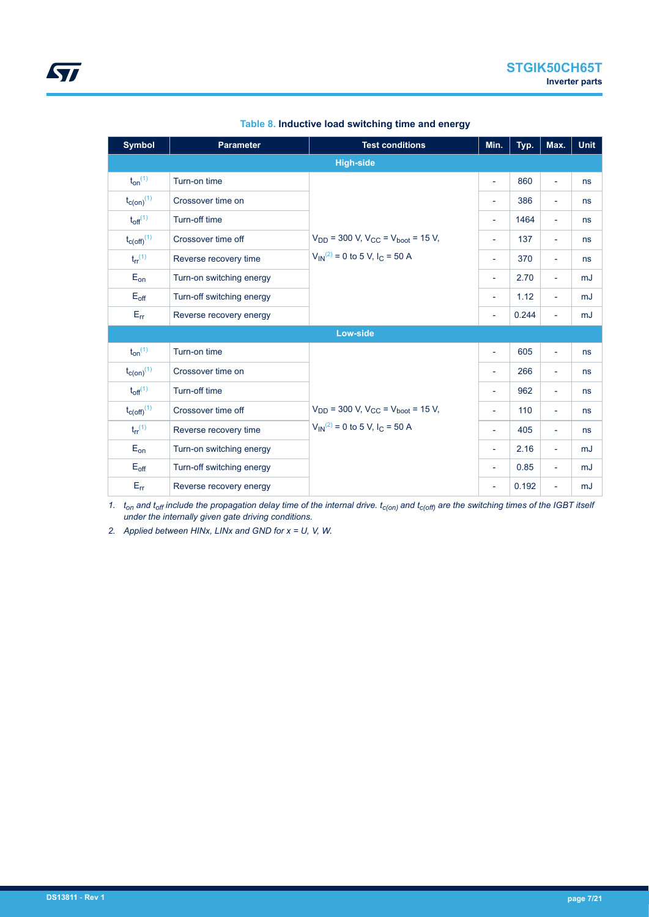**Table 8. Inductive load switching time and energy**

| Symbol | Parameter | Test conditions | Min. | Typ. | Max. | Unit |
|---|---|---|---|---|---|---|
| **High-side** | | | | | | |
| $t_{on}$ (1) | Turn-on time | $V_{DD}$ = 300 V, $V_{CC}$ = $V_{boot}$ = 15 V, $V_{IN}$ (2) = 0 to 5 V, $I_C$ = 50 A | - | 860 | - | ns |
| $t_{c(on)}$ (1) | Crossover time on | | - | 386 | - | ns |
| $t_{off}$ (1) | Turn-off time | | - | 1464 | - | ns |
| $t_{c(off)}$ (1) | Crossover time off | | - | 137 | - | ns |
| $t_{rr}$ (1) | Reverse recovery time | | - | 370 | - | ns |
| $E_{on}$ | Turn-on switching energy | | - | 2.70 | - | mJ |
| $E_{off}$ | Turn-off switching energy | | - | 1.12 | - | mJ |
| $E_{rr}$ | Reverse recovery energy | | - | 0.244 | - | mJ |
| **Low-side** | | | | | | |
| $t_{on}$ (1) | Turn-on time | $V_{DD}$ = 300 V, $V_{CC}$ = $V_{boot}$ = 15 V, $V_{IN}$ (2) = 0 to 5 V, $I_C$ = 50 A | - | 605 | - | ns |
| $t_{c(on)}$ (1) | Crossover time on | | - | 266 | - | ns |
| $t_{off}$ (1) | Turn-off time | | - | 962 | - | ns |
| $t_{c(off)}$ (1) | Crossover time off | | - | 110 | - | ns |
| $t_{rr}$ (1) | Reverse recovery time | | - | 405 | - | ns |
| $E_{on}$ | Turn-on switching energy | | - | 2.16 | - | mJ |
| $E_{off}$ | Turn-off switching energy | | - | 0.85 | - | mJ |
| $E_{rr}$ | Reverse recovery energy | | - | 0.192 | - | mJ |

1. *$t_{on}$ and $t_{off}$ include the propagation delay time of the internal drive. $t_{c(on)}$ and $t_{c(off)}$ are the switching times of the IGBT itself under the internally given gate driving conditions.*
2. *Applied between HINx, LINx and GND for x = U, V, W.*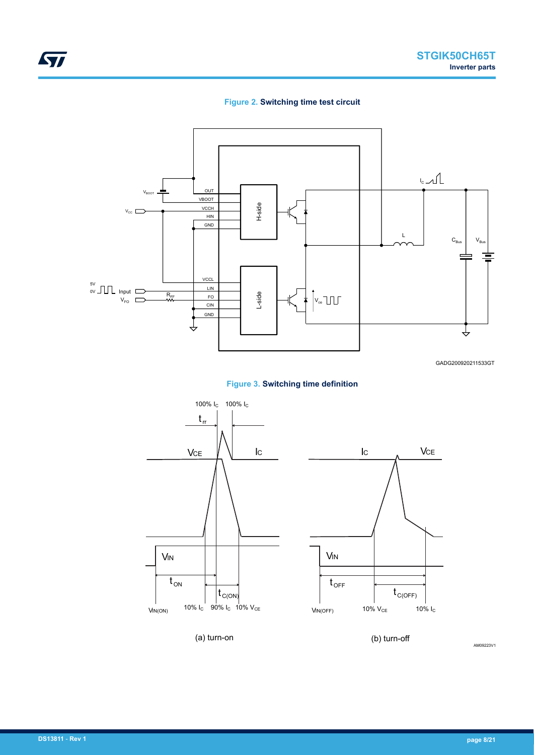**Figure 2.** **Switching time test circuit**

GADG200920211533GT

**Figure 3.** **Switching time definition**

(a) turn-on

(b) turn-off

AM09223V1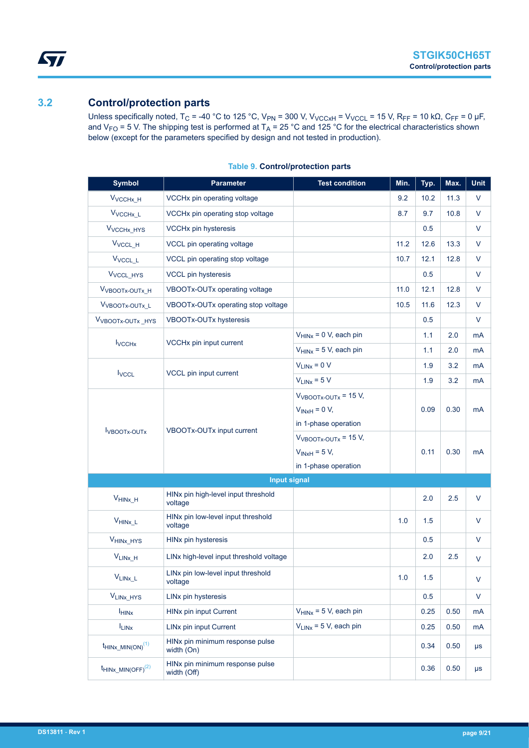## 3.2 Control/protection parts

Unless specifically noted, $T_C$ = -40 °C to 125 °C, $V_{PN}$ = 300 V, $V_{VCCxH}$ = $V_{VCCL}$ = 15 V, $R_{FF}$ = 10 kΩ, $C_{FF}$ = 0 µF, and $V_{FO}$ = 5 V. The shipping test is performed at $T_A$ = 25 °C and 125 °C for the electrical characteristics shown below (except for the parameters specified by design and not tested in production).

**Table 9. Control/protection parts**

| Symbol | Parameter | Test condition | Min. | Typ. | Max. | Unit |
|---|---|---|---|---|---|---|
| $V_{VCCHx\_H}$ | VCCHx pin operating voltage | | 9.2 | 10.2 | 11.3 | V |
| $V_{VCCHx\_L}$ | VCCHx pin operating stop voltage | | 8.7 | 9.7 | 10.8 | V |
| $V_{VCCHx\_HYS}$ | VCCHx pin hysteresis | | | 0.5 | | V |
| $V_{VCCL\_H}$ | VCCL pin operating voltage | | 11.2 | 12.6 | 13.3 | V |
| $V_{VCCL\_L}$ | VCCL pin operating stop voltage | | 10.7 | 12.1 | 12.8 | V |
| $V_{VCCL\_HYS}$ | VCCL pin hysteresis | | | 0.5 | | V |
| $V_{VBOOTx\text{-}OUTx\_H}$ | VBOOTx-OUTx operating voltage | | 11.0 | 12.1 | 12.8 | V |
| $V_{VBOOTx\text{-}OUTx\_L}$ | VBOOTx-OUTx operating stop voltage | | 10.5 | 11.6 | 12.3 | V |
| $V_{VBOOTx\text{-}OUTx\_HYS}$ | VBOOTx-OUTx hysteresis | | | 0.5 | | V |
| $I_{VCCHx}$ | VCCHx pin input current | $V_{HINx}$ = 0 V, each pin | | 1.1 | 2.0 | mA |
| | | $V_{HINx}$ = 5 V, each pin | | 1.1 | 2.0 | mA |
| $I_{VCCL}$ | VCCL pin input current | $V_{LINx}$ = 0 V | | 1.9 | 3.2 | mA |
| | | $V_{LINx}$ = 5 V | | 1.9 | 3.2 | mA |
| $I_{VBOOTx\text{-}OUTx}$ | VBOOTx-OUTx input current | $V_{VBOOTx\text{-}OUTx}$ = 15 V, $V_{INxH}$ = 0 V, in 1-phase operation | | 0.09 | 0.30 | mA |
| | | $V_{VBOOTx\text{-}OUTx}$ = 15 V, $V_{INxH}$ = 5 V, in 1-phase operation | | 0.11 | 0.30 | mA |
| **Input signal** | | | | | | |
| $V_{HINx\_H}$ | HINx pin high-level input threshold voltage | | | 2.0 | 2.5 | V |
| $V_{HINx\_L}$ | HINx pin low-level input threshold voltage | | 1.0 | 1.5 | | V |
| $V_{HINx\_HYS}$ | HINx pin hysteresis | | | 0.5 | | V |
| $V_{LINx\_H}$ | LINx high-level input threshold voltage | | | 2.0 | 2.5 | V |
| $V_{LINx\_L}$ | LINx pin low-level input threshold voltage | | 1.0 | 1.5 | | V |
| $V_{LINx\_HYS}$ | LINx pin hysteresis | | | 0.5 | | V |
| $I_{HINx}$ | HINx pin input Current | $V_{HINx}$ = 5 V, each pin | | 0.25 | 0.50 | mA |
| $I_{LINx}$ | LINx pin input Current | $V_{LINx}$ = 5 V, each pin | | 0.25 | 0.50 | mA |
| $t_{HINx\_MIN(ON)}$ (1) | HINx pin minimum response pulse width (On) | | | 0.34 | 0.50 | µs |
| $t_{HINx\_MIN(OFF)}$ (2) | HINx pin minimum response pulse width (Off) | | | 0.36 | 0.50 | µs |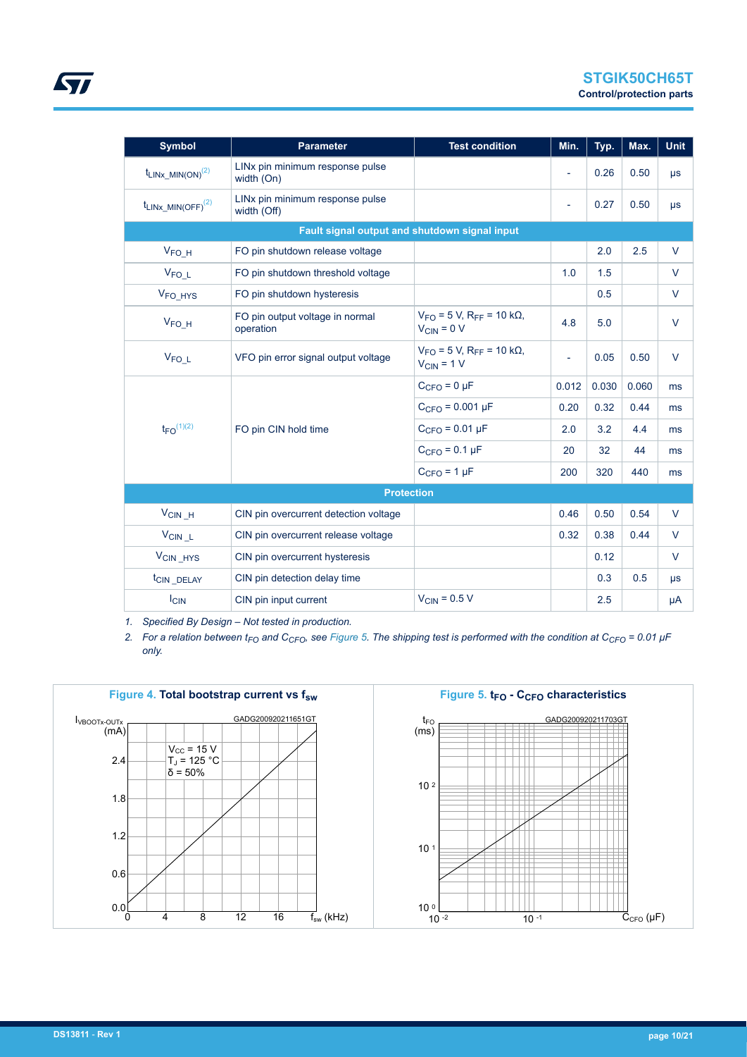| Symbol | Parameter | Test condition | Min. | Typ. | Max. | Unit |
|---|---|---|---|---|---|---|
| $t_{LINx\_MIN(ON)}$ [2] | LINx pin minimum response pulse width (On) | | - | 0.26 | 0.50 | µs |
| $t_{LINx\_MIN(OFF)}$ [2] | LINx pin minimum response pulse width (Off) | | - | 0.27 | 0.50 | µs |
| **Fault signal output and shutdown signal input** | | | | | | |
| $V_{FO\_H}$ | FO pin shutdown release voltage | | | 2.0 | 2.5 | V |
| $V_{FO\_L}$ | FO pin shutdown threshold voltage | | 1.0 | 1.5 | | V |
| $V_{FO\_HYS}$ | FO pin shutdown hysteresis | | | 0.5 | | V |
| $V_{FO\_H}$ | FO pin output voltage in normal operation | $V_{FO}$ = 5 V, $R_{FF}$ = 10 kΩ, $V_{CIN}$ = 0 V | 4.8 | 5.0 | | V |
| $V_{FO\_L}$ | VFO pin error signal output voltage | $V_{FO}$ = 5 V, $R_{FF}$ = 10 kΩ, $V_{CIN}$ = 1 V | - | 0.05 | 0.50 | V |
| $t_{FO}$ [1][2] | FO pin CIN hold time | $C_{CFO}$ = 0 µF | 0.012 | 0.030 | 0.060 | ms |
| | | $C_{CFO}$ = 0.001 µF | 0.20 | 0.32 | 0.44 | ms |
| | | $C_{CFO}$ = 0.01 µF | 2.0 | 3.2 | 4.4 | ms |
| | | $C_{CFO}$ = 0.1 µF | 20 | 32 | 44 | ms |
| | | $C_{CFO}$ = 1 µF | 200 | 320 | 440 | ms |
| **Protection** | | | | | | |
| $V_{CIN\_H}$ | CIN pin overcurrent detection voltage | | 0.46 | 0.50 | 0.54 | V |
| $V_{CIN\_L}$ | CIN pin overcurrent release voltage | | 0.32 | 0.38 | 0.44 | V |
| $V_{CIN\_HYS}$ | CIN pin overcurrent hysteresis | | | 0.12 | | V |
| $t_{CIN\_DELAY}$ | CIN pin detection delay time | | | 0.3 | 0.5 | µs |
| $I_{CIN}$ | CIN pin input current | $V_{CIN}$ = 0.5 V | | 2.5 | | µA |

1. *Specified By Design – Not tested in production.*
2. *For a relation between $t_{FO}$ and $C_{CFO}$, see Figure 5. The shipping test is performed with the condition at $C_{CFO}$ = 0.01 µF only.*

**Figure 4.** Total bootstrap current vs $f_{sw}$

**Figure 5.** $t_{FO}$ - $C_{CFO}$ characteristics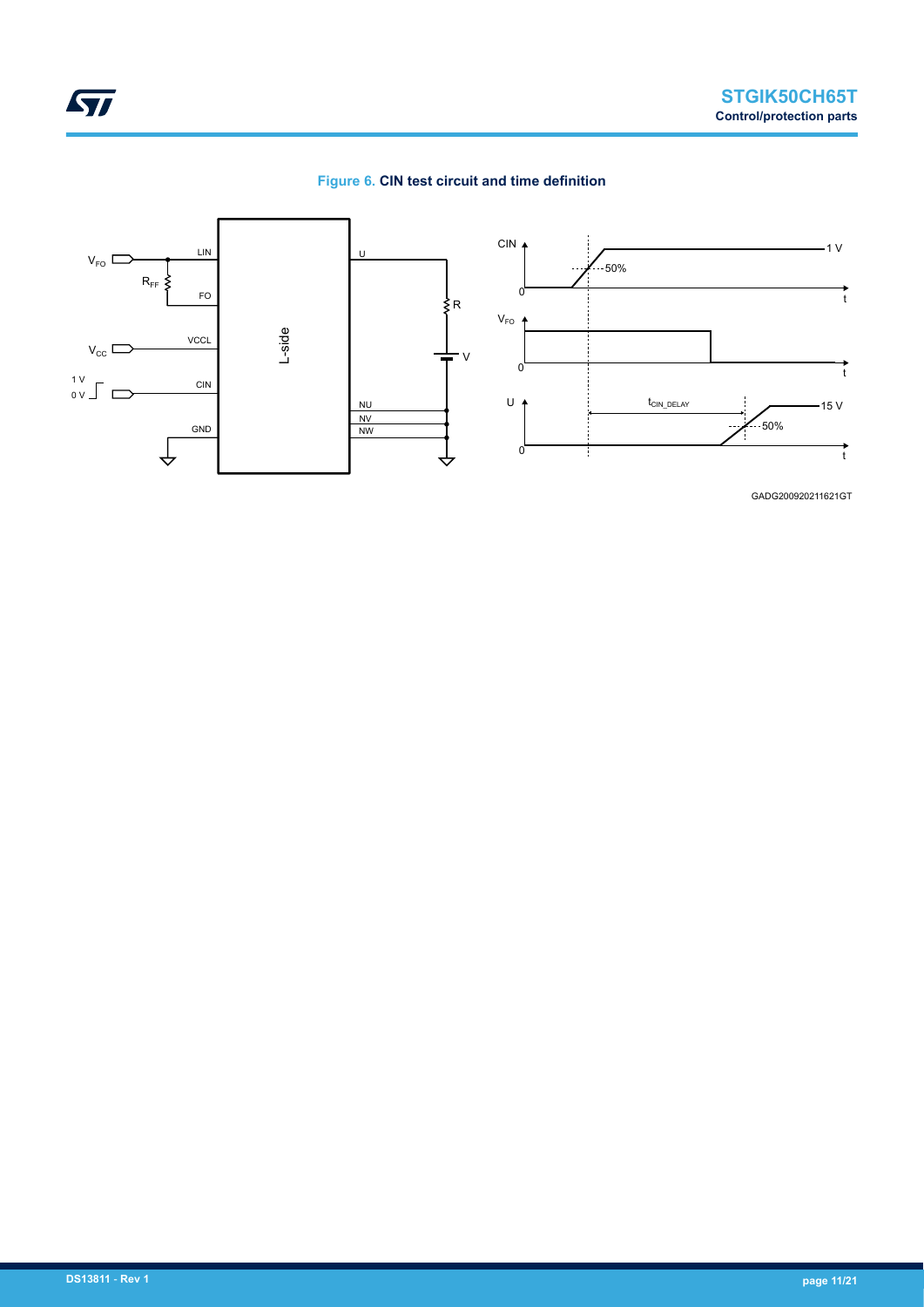**Figure 6. CIN test circuit and time definition**

GADG200920211621GT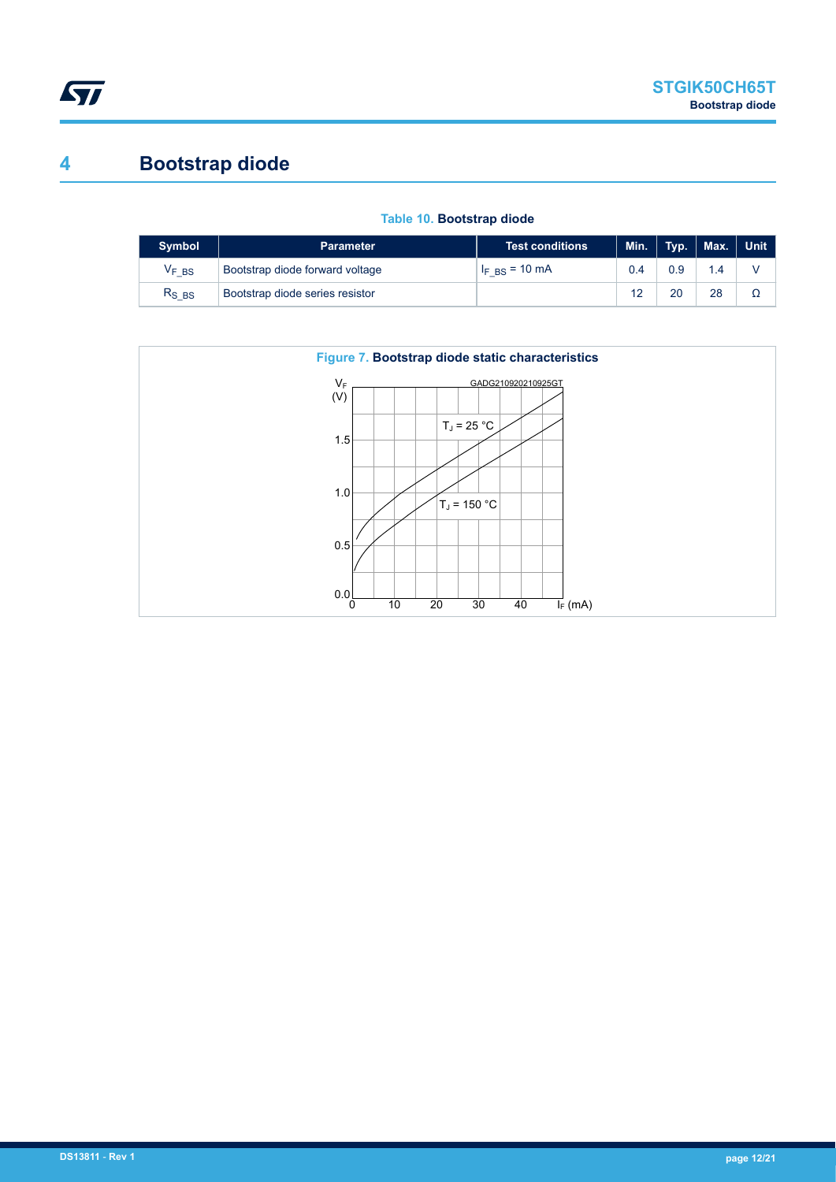# 4 Bootstrap diode

**Table 10. Bootstrap diode**

| Symbol | Parameter | Test conditions | Min. | Typ. | Max. | Unit |
|---|---|---|---|---|---|---|
| $V_{F\_BS}$ | Bootstrap diode forward voltage | $I_{F\_BS}$ = 10 mA | 0.4 | 0.9 | 1.4 | V |
| $R_{S\_BS}$ | Bootstrap diode series resistor | | 12 | 20 | 28 | Ω |

**Figure 7. Bootstrap diode static characteristics**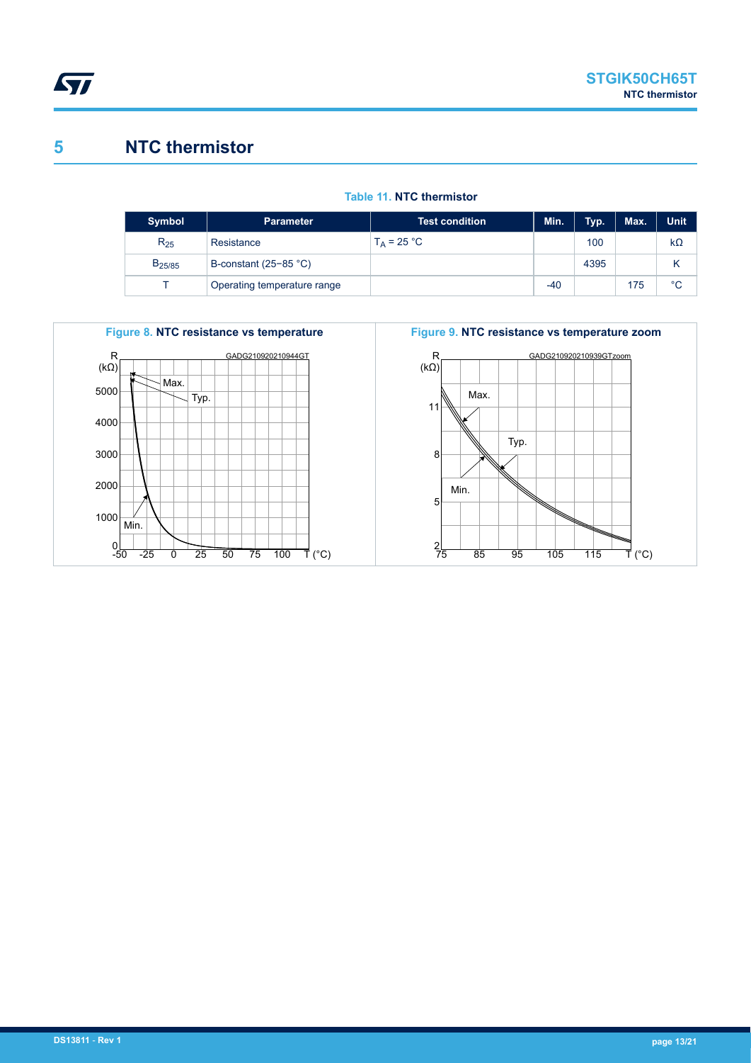# 5 NTC thermistor

**Table 11. NTC thermistor**

| Symbol | Parameter | Test condition | Min. | Typ. | Max. | Unit |
|---|---|---|---|---|---|---|
| $R_{25}$ | Resistance | $T_A$ = 25 °C | | 100 | | kΩ |
| $B_{25/85}$ | B-constant (25−85 °C) | | | 4395 | | K |
| T | Operating temperature range | | -40 | | 175 | °C |

**Figure 8. NTC resistance vs temperature**

**Figure 9. NTC resistance vs temperature zoom**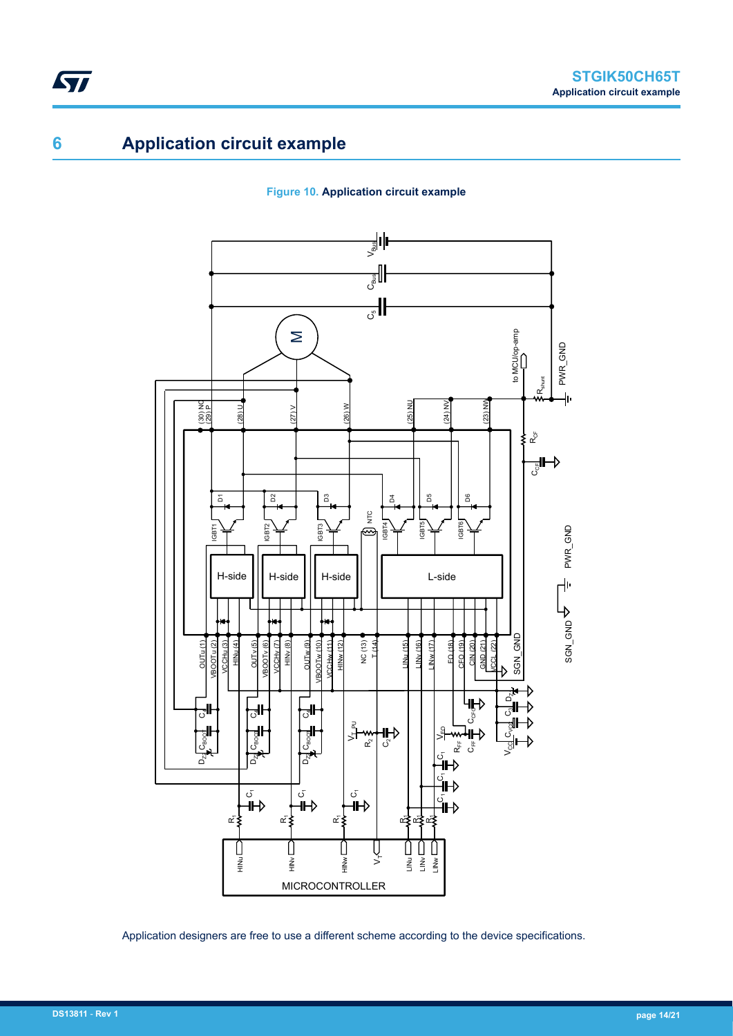# 6 Application circuit example

**Figure 10. Application circuit example**

Application designers are free to use a different scheme according to the device specifications.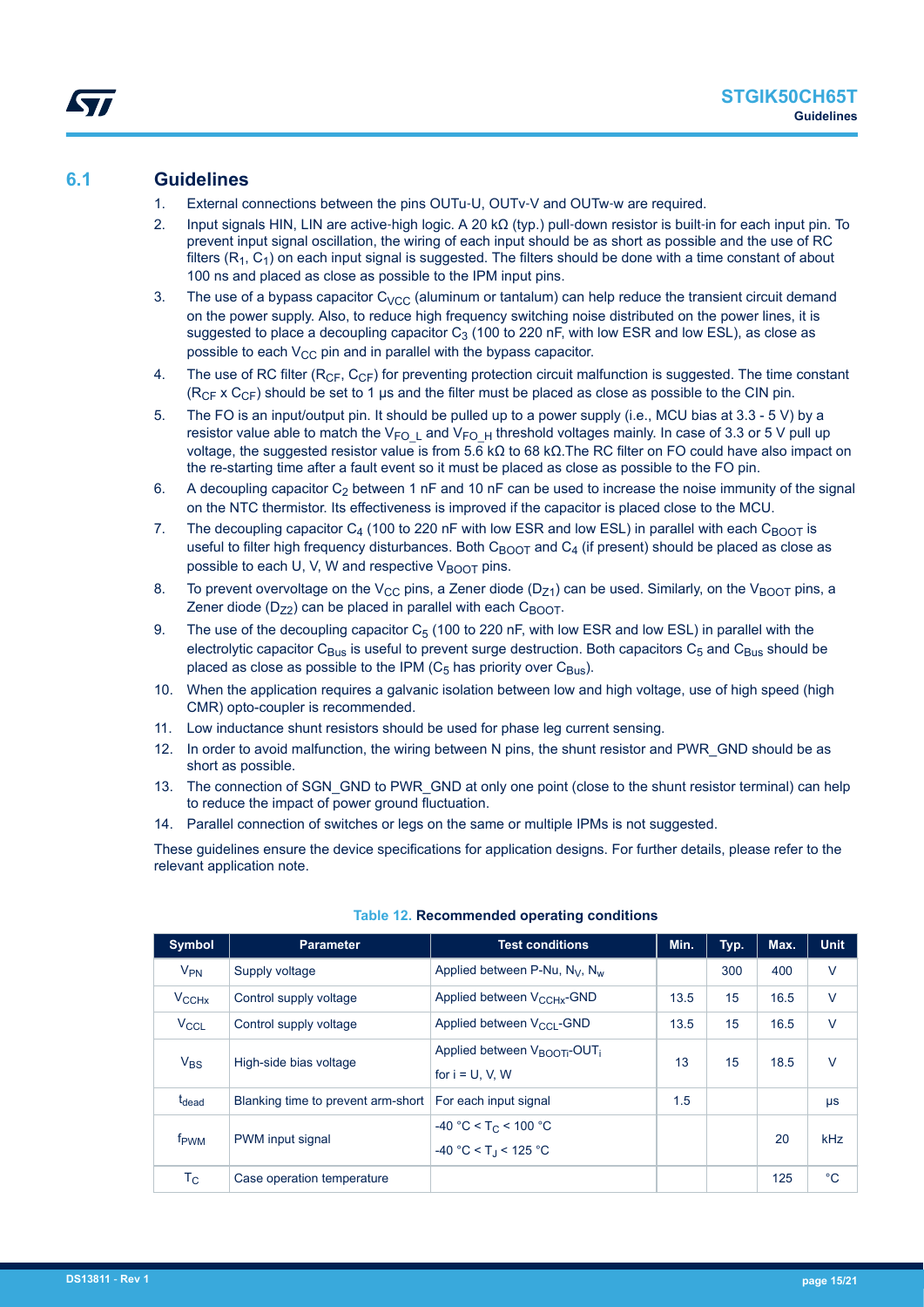## 6.1 Guidelines

1. External connections between the pins OUTu-U, OUTv-V and OUTw-w are required.
2. Input signals HIN, LIN are active-high logic. A 20 kΩ (typ.) pull-down resistor is built-in for each input pin. To prevent input signal oscillation, the wiring of each input should be as short as possible and the use of RC filters ($R_1$, $C_1$) on each input signal is suggested. The filters should be done with a time constant of about 100 ns and placed as close as possible to the IPM input pins.
3. The use of a bypass capacitor $C_{VCC}$ (aluminum or tantalum) can help reduce the transient circuit demand on the power supply. Also, to reduce high frequency switching noise distributed on the power lines, it is suggested to place a decoupling capacitor $C_3$ (100 to 220 nF, with low ESR and low ESL), as close as possible to each $V_{CC}$ pin and in parallel with the bypass capacitor.
4. The use of RC filter ($R_{CF}$, $C_{CF}$) for preventing protection circuit malfunction is suggested. The time constant ($R_{CF}$ x $C_{CF}$) should be set to 1 µs and the filter must be placed as close as possible to the CIN pin.
5. The FO is an input/output pin. It should be pulled up to a power supply (i.e., MCU bias at 3.3 - 5 V) by a resistor value able to match the $V_{FO\_L}$ and $V_{FO\_H}$ threshold voltages mainly. In case of 3.3 or 5 V pull up voltage, the suggested resistor value is from 5.6 kΩ to 68 kΩ.The RC filter on FO could have also impact on the re-starting time after a fault event so it must be placed as close as possible to the FO pin.
6. A decoupling capacitor $C_2$ between 1 nF and 10 nF can be used to increase the noise immunity of the signal on the NTC thermistor. Its effectiveness is improved if the capacitor is placed close to the MCU.
7. The decoupling capacitor $C_4$ (100 to 220 nF with low ESR and low ESL) in parallel with each $C_{BOOT}$ is useful to filter high frequency disturbances. Both $C_{BOOT}$ and $C_4$ (if present) should be placed as close as possible to each U, V, W and respective $V_{BOOT}$ pins.
8. To prevent overvoltage on the $V_{CC}$ pins, a Zener diode ($D_{Z1}$) can be used. Similarly, on the $V_{BOOT}$ pins, a Zener diode ($D_{Z2}$) can be placed in parallel with each $C_{BOOT}$.
9. The use of the decoupling capacitor $C_5$ (100 to 220 nF, with low ESR and low ESL) in parallel with the electrolytic capacitor $C_{Bus}$ is useful to prevent surge destruction. Both capacitors $C_5$ and $C_{Bus}$ should be placed as close as possible to the IPM ($C_5$ has priority over $C_{Bus}$).
10. When the application requires a galvanic isolation between low and high voltage, use of high speed (high CMR) opto-coupler is recommended.
11. Low inductance shunt resistors should be used for phase leg current sensing.
12. In order to avoid malfunction, the wiring between N pins, the shunt resistor and PWR_GND should be as short as possible.
13. The connection of SGN_GND to PWR_GND at only one point (close to the shunt resistor terminal) can help to reduce the impact of power ground fluctuation.
14. Parallel connection of switches or legs on the same or multiple IPMs is not suggested.

These guidelines ensure the device specifications for application designs. For further details, please refer to the relevant application note.

**Table 12. Recommended operating conditions**

| Symbol | Parameter | Test conditions | Min. | Typ. | Max. | Unit |
|---|---|---|---|---|---|---|
| $V_{PN}$ | Supply voltage | Applied between P-Nu, $N_V$, $N_w$ | | 300 | 400 | V |
| $V_{CCHx}$ | Control supply voltage | Applied between $V_{CCHx}$-GND | 13.5 | 15 | 16.5 | V |
| $V_{CCL}$ | Control supply voltage | Applied between $V_{CCL}$-GND | 13.5 | 15 | 16.5 | V |
| $V_{BS}$ | High-side bias voltage | Applied between $V_{BOOTi}$-$OUT_i$ for i = U, V, W | 13 | 15 | 18.5 | V |
| $t_{dead}$ | Blanking time to prevent arm-short | For each input signal | 1.5 | | | µs |
| $f_{PWM}$ | PWM input signal | -40 °C < $T_C$ < 100 °C<br>-40 °C < $T_J$ < 125 °C | | | 20 | kHz |
| $T_C$ | Case operation temperature | | | | 125 | °C |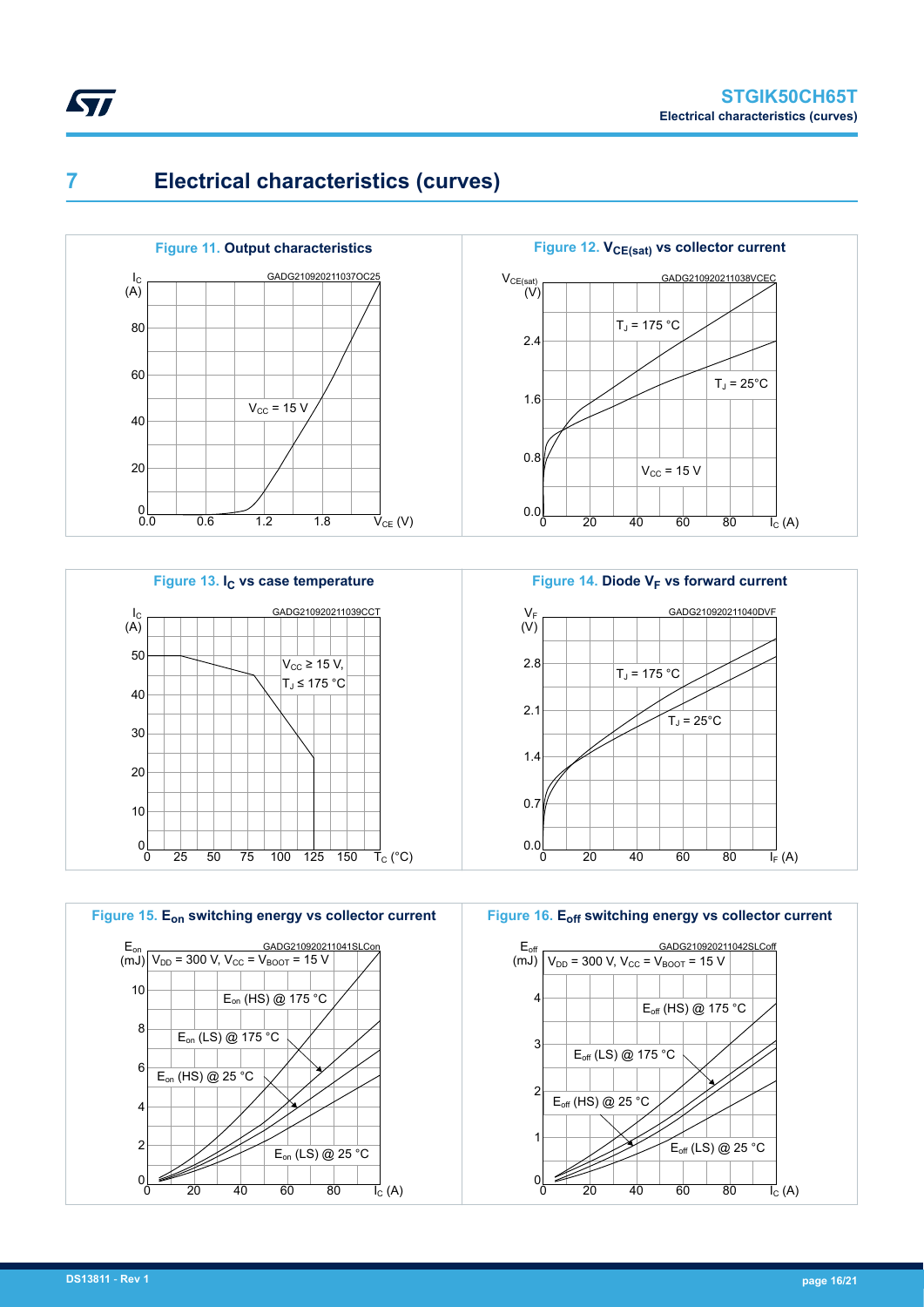# 7 Electrical characteristics (curves)

**Figure 11.** Output characteristics

GADG210920211037OC25

$I_C$ (A); $V_{CE}$ (V); $V_{CC}$ = 15 V

**Figure 12.** $V_{CE(sat)}$ vs collector current

GADG210920211038VCEC

$V_{CE(sat)}$ (V); $I_C$ (A); $T_J$ = 175 °C; $T_J$ = 25°C; $V_{CC}$ = 15 V

**Figure 13.** $I_C$ vs case temperature

GADG210920211039CCT

$I_C$ (A); $T_C$ (°C); $V_{CC} \geq$ 15 V, $T_J \leq$ 175 °C

**Figure 14.** Diode $V_F$ vs forward current

GADG210920211040DVF

$V_F$ (V); $I_F$ (A); $T_J$ = 175 °C; $T_J$ = 25°C

**Figure 15.** $E_{on}$ switching energy vs collector current

GADG210920211041SLCon

$E_{on}$ (mJ); $I_C$ (A); $V_{DD}$ = 300 V, $V_{CC}$ = $V_{BOOT}$ = 15 V; $E_{on}$ (HS) @ 175 °C; $E_{on}$ (LS) @ 175 °C; $E_{on}$ (HS) @ 25 °C; $E_{on}$ (LS) @ 25 °C

**Figure 16.** $E_{off}$ switching energy vs collector current

GADG210920211042SLCoff

$E_{off}$ (mJ); $I_C$ (A); $V_{DD}$ = 300 V, $V_{CC}$ = $V_{BOOT}$ = 15 V; $E_{off}$ (HS) @ 175 °C; $E_{off}$ (LS) @ 175 °C; $E_{off}$ (HS) @ 25 °C; $E_{off}$ (LS) @ 25 °C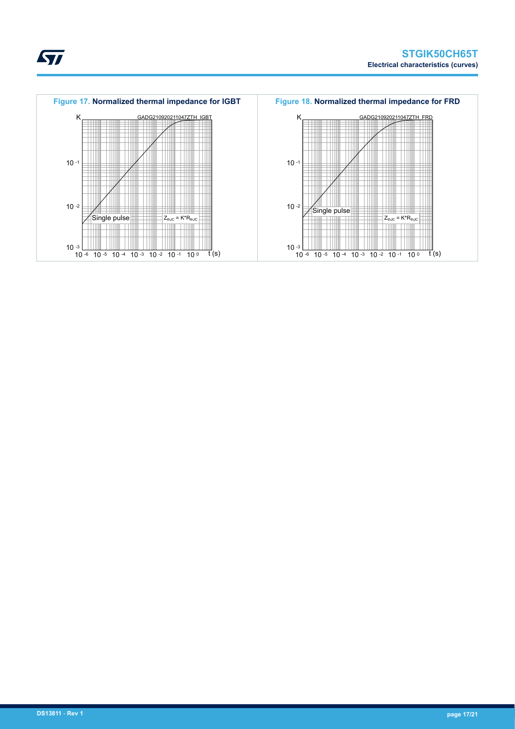**Figure 17. Normalized thermal impedance for IGBT**

K

GADG210920211047ZTH_IGBT

$10^{-1}$

$10^{-2}$

Single pulse

$Z_{thJC} = K*R_{thJC}$

$10^{-3}$

$10^{-6}$ $10^{-5}$ $10^{-4}$ $10^{-3}$ $10^{-2}$ $10^{-1}$ $10^{0}$ t (s)

**Figure 18. Normalized thermal impedance for FRD**

K

GADG210920211047ZTH_FRD

$10^{-1}$

$10^{-2}$

Single pulse

$Z_{thJC} = K*R_{thJC}$

$10^{-3}$

$10^{-6}$ $10^{-5}$ $10^{-4}$ $10^{-3}$ $10^{-2}$ $10^{-1}$ $10^{0}$ t (s)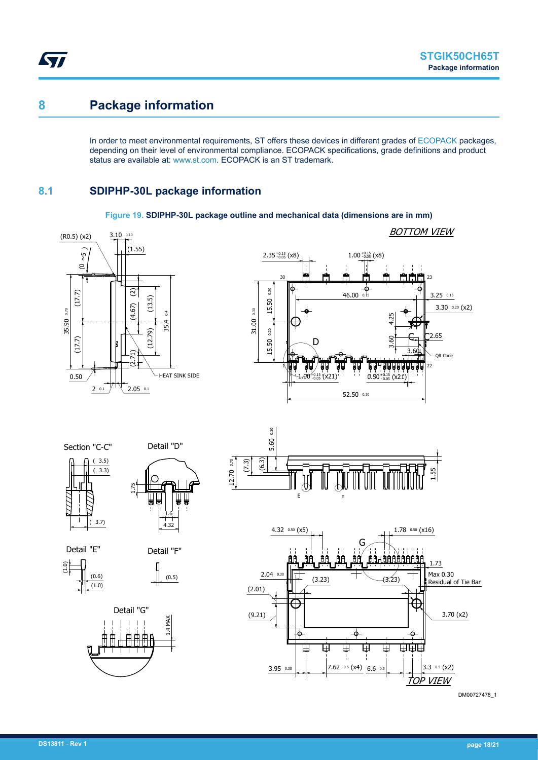# 8 Package information

In order to meet environmental requirements, ST offers these devices in different grades of ECOPACK packages, depending on their level of environmental compliance. ECOPACK specifications, grade definitions and product status are available at: www.st.com. ECOPACK is an ST trademark.

## 8.1 SDIPHP-30L package information

**Figure 19. SDIPHP-30L package outline and mechanical data (dimensions are in mm)**

DM00727478_1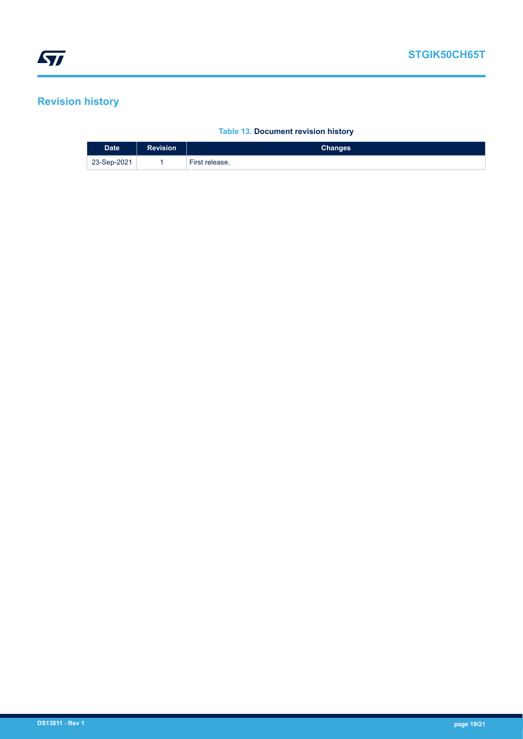# Revision history

**Table 13. Document revision history**

| Date | Revision | Changes |
|---|---|---|
| 23-Sep-2021 | 1 | First release. |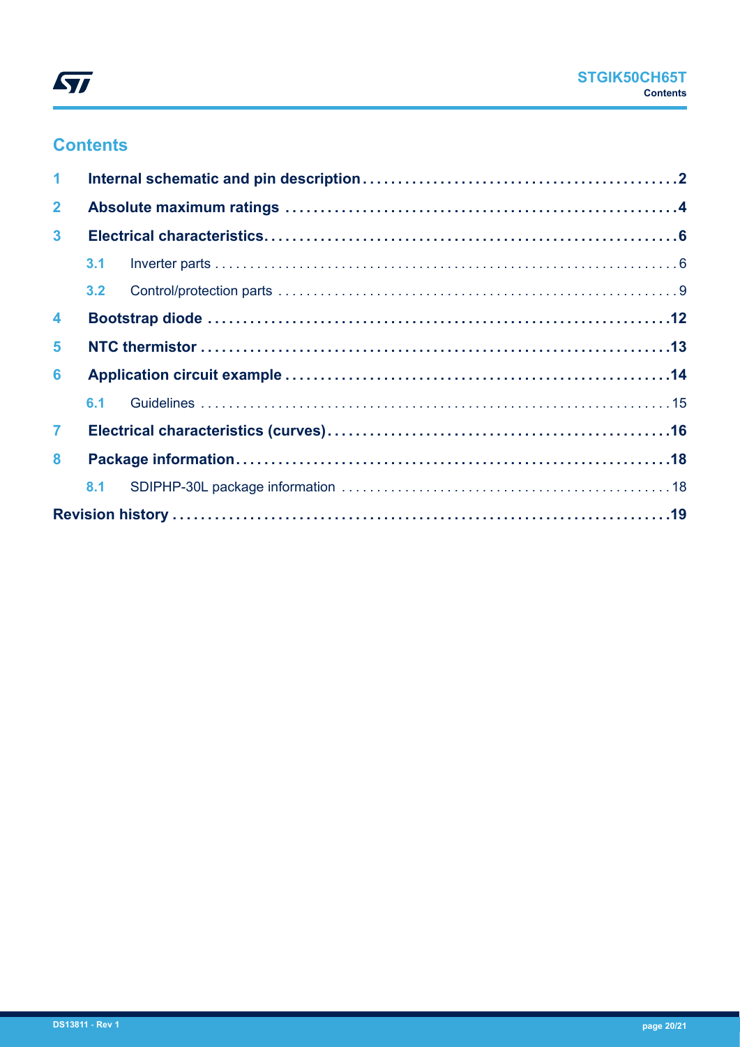## Contents

| | | |
|---|---|---|
| **1** | **Internal schematic and pin description** | **2** |
| **2** | **Absolute maximum ratings** | **4** |
| **3** | **Electrical characteristics** | **6** |
| 3.1 | Inverter parts | 6 |
| 3.2 | Control/protection parts | 9 |
| **4** | **Bootstrap diode** | **12** |
| **5** | **NTC thermistor** | **13** |
| **6** | **Application circuit example** | **14** |
| 6.1 | Guidelines | 15 |
| **7** | **Electrical characteristics (curves)** | **16** |
| **8** | **Package information** | **18** |
| 8.1 | SDIPHP-30L package information | 18 |
| | **Revision history** | **19** |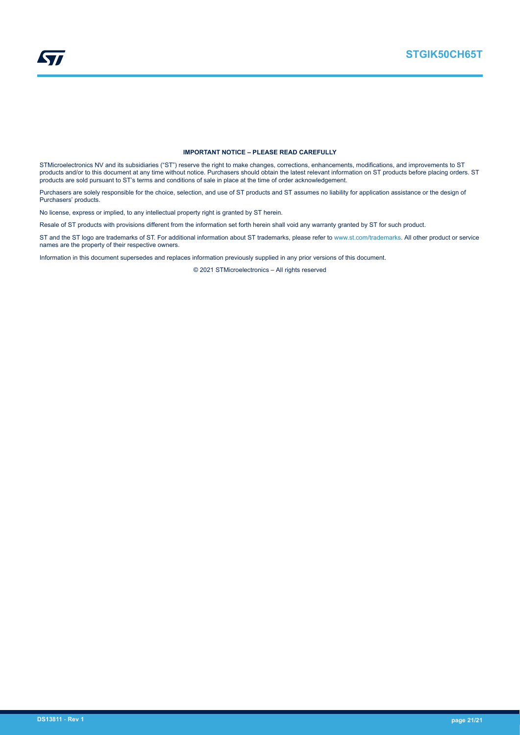**IMPORTANT NOTICE – PLEASE READ CAREFULLY**

STMicroelectronics NV and its subsidiaries ("ST") reserve the right to make changes, corrections, enhancements, modifications, and improvements to ST products and/or to this document at any time without notice. Purchasers should obtain the latest relevant information on ST products before placing orders. ST products are sold pursuant to ST's terms and conditions of sale in place at the time of order acknowledgement.

Purchasers are solely responsible for the choice, selection, and use of ST products and ST assumes no liability for application assistance or the design of Purchasers' products.

No license, express or implied, to any intellectual property right is granted by ST herein.

Resale of ST products with provisions different from the information set forth herein shall void any warranty granted by ST for such product.

ST and the ST logo are trademarks of ST. For additional information about ST trademarks, please refer to www.st.com/trademarks. All other product or service names are the property of their respective owners.

Information in this document supersedes and replaces information previously supplied in any prior versions of this document.

© 2021 STMicroelectronics – All rights reserved